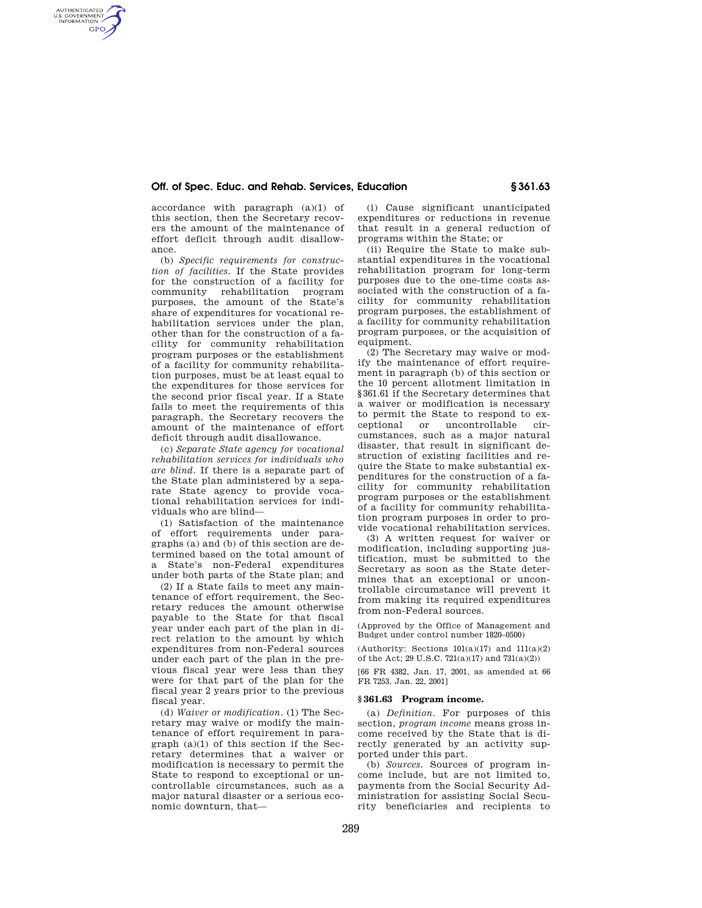accordance with paragraph (a)(1) of this section, then the Secretary recovers the amount of the maintenance of effort deficit through audit disallowance.

(b) *Specific requirements for construction of facilities.* If the State provides for the construction of a facility for community rehabilitation program purposes, the amount of the State's share of expenditures for vocational rehabilitation services under the plan, other than for the construction of a facility for community rehabilitation program purposes or the establishment of a facility for community rehabilitation purposes, must be at least equal to the expenditures for those services for the second prior fiscal year. If a State fails to meet the requirements of this paragraph, the Secretary recovers the amount of the maintenance of effort deficit through audit disallowance.

(c) *Separate State agency for vocational rehabilitation services for individuals who are blind.* If there is a separate part of the State plan administered by a separate State agency to provide vocational rehabilitation services for individuals who are blind—

(1) Satisfaction of the maintenance of effort requirements under paragraphs (a) and (b) of this section are determined based on the total amount of a State's non-Federal expenditures under both parts of the State plan; and

(2) If a State fails to meet any maintenance of effort requirement, the Secretary reduces the amount otherwise payable to the State for that fiscal year under each part of the plan in direct relation to the amount by which expenditures from non-Federal sources under each part of the plan in the previous fiscal year were less than they were for that part of the plan for the fiscal year 2 years prior to the previous fiscal year.

(d) *Waiver or modification.* (1) The Secretary may waive or modify the maintenance of effort requirement in paragraph (a)(1) of this section if the Secretary determines that a waiver or modification is necessary to permit the State to respond to exceptional or uncontrollable circumstances, such as a major natural disaster or a serious economic downturn, that—

(i) Cause significant unanticipated expenditures or reductions in revenue that result in a general reduction of programs within the State; or

(ii) Require the State to make substantial expenditures in the vocational rehabilitation program for long-term purposes due to the one-time costs associated with the construction of a facility for community rehabilitation program purposes, the establishment of a facility for community rehabilitation program purposes, or the acquisition of equipment.

(2) The Secretary may waive or modify the maintenance of effort requirement in paragraph (b) of this section or the 10 percent allotment limitation in §361.61 if the Secretary determines that a waiver or modification is necessary to permit the State to respond to exceptional or uncontrollable circumstances, such as a major natural disaster, that result in significant destruction of existing facilities and require the State to make substantial expenditures for the construction of a facility for community rehabilitation program purposes or the establishment of a facility for community rehabilitation program purposes in order to provide vocational rehabilitation services.

(3) A written request for waiver or modification, including supporting justification, must be submitted to the Secretary as soon as the State determines that an exceptional or uncontrollable circumstance will prevent it from making its required expenditures from non-Federal sources.

(Approved by the Office of Management and Budget under control number 1820–0500)

(Authority: Sections 101(a)(17) and 111(a)(2) of the Act; 29 U.S.C. 721(a)(17) and 731(a)(2))

[66 FR 4382, Jan. 17, 2001, as amended at 66 FR 7253, Jan. 22, 2001]

## § 361.63 Program income.

(a) *Definition.* For purposes of this section, *program income* means gross income received by the State that is directly generated by an activity supported under this part.

(b) *Sources.* Sources of program income include, but are not limited to, payments from the Social Security Administration for assisting Social Security beneficiaries and recipients to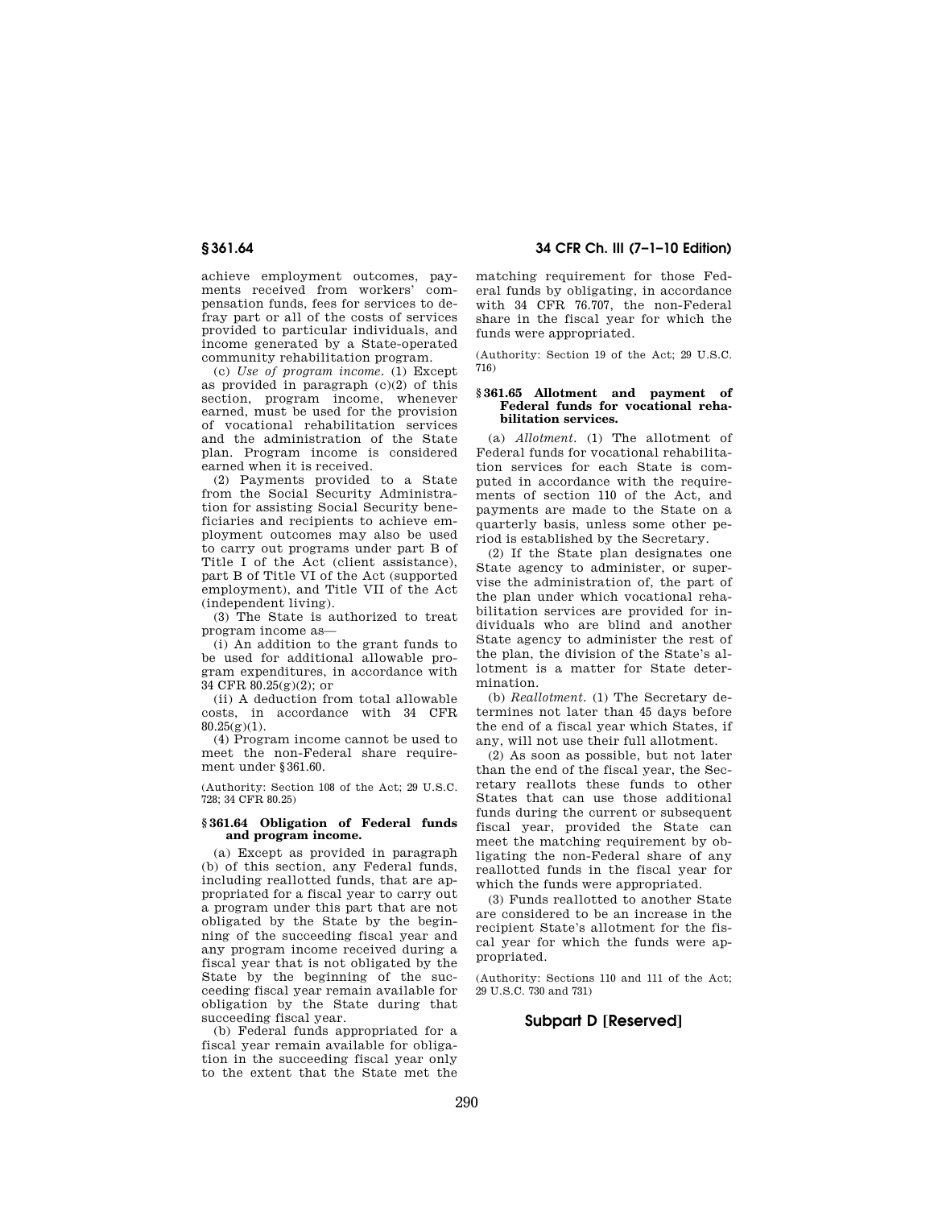achieve employment outcomes, payments received from workers' compensation funds, fees for services to defray part or all of the costs of services provided to particular individuals, and income generated by a State-operated community rehabilitation program.

(c) *Use of program income.* (1) Except as provided in paragraph (c)(2) of this section, program income, whenever earned, must be used for the provision of vocational rehabilitation services and the administration of the State plan. Program income is considered earned when it is received.

(2) Payments provided to a State from the Social Security Administration for assisting Social Security beneficiaries and recipients to achieve employment outcomes may also be used to carry out programs under part B of Title I of the Act (client assistance), part B of Title VI of the Act (supported employment), and Title VII of the Act (independent living).

(3) The State is authorized to treat program income as—

(i) An addition to the grant funds to be used for additional allowable program expenditures, in accordance with 34 CFR 80.25(g)(2); or

(ii) A deduction from total allowable costs, in accordance with 34 CFR 80.25(g)(1).

(4) Program income cannot be used to meet the non-Federal share requirement under §361.60.

(Authority: Section 108 of the Act; 29 U.S.C. 728; 34 CFR 80.25)

### §361.64 Obligation of Federal funds and program income.

(a) Except as provided in paragraph (b) of this section, any Federal funds, including reallotted funds, that are appropriated for a fiscal year to carry out a program under this part that are not obligated by the State by the beginning of the succeeding fiscal year and any program income received during a fiscal year that is not obligated by the State by the beginning of the succeeding fiscal year remain available for obligation by the State during that succeeding fiscal year.

(b) Federal funds appropriated for a fiscal year remain available for obligation in the succeeding fiscal year only to the extent that the State met the matching requirement for those Federal funds by obligating, in accordance with 34 CFR 76.707, the non-Federal share in the fiscal year for which the funds were appropriated.

(Authority: Section 19 of the Act; 29 U.S.C. 716)

### §361.65 Allotment and payment of Federal funds for vocational rehabilitation services.

(a) *Allotment.* (1) The allotment of Federal funds for vocational rehabilitation services for each State is computed in accordance with the requirements of section 110 of the Act, and payments are made to the State on a quarterly basis, unless some other period is established by the Secretary.

(2) If the State plan designates one State agency to administer, or supervise the administration of, the part of the plan under which vocational rehabilitation services are provided for individuals who are blind and another State agency to administer the rest of the plan, the division of the State's allotment is a matter for State determination.

(b) *Reallotment.* (1) The Secretary determines not later than 45 days before the end of a fiscal year which States, if any, will not use their full allotment.

(2) As soon as possible, but not later than the end of the fiscal year, the Secretary reallots these funds to other States that can use those additional funds during the current or subsequent fiscal year, provided the State can meet the matching requirement by obligating the non-Federal share of any reallotted funds in the fiscal year for which the funds were appropriated.

(3) Funds reallotted to another State are considered to be an increase in the recipient State's allotment for the fiscal year for which the funds were appropriated.

(Authority: Sections 110 and 111 of the Act; 29 U.S.C. 730 and 731)

## Subpart D [Reserved]